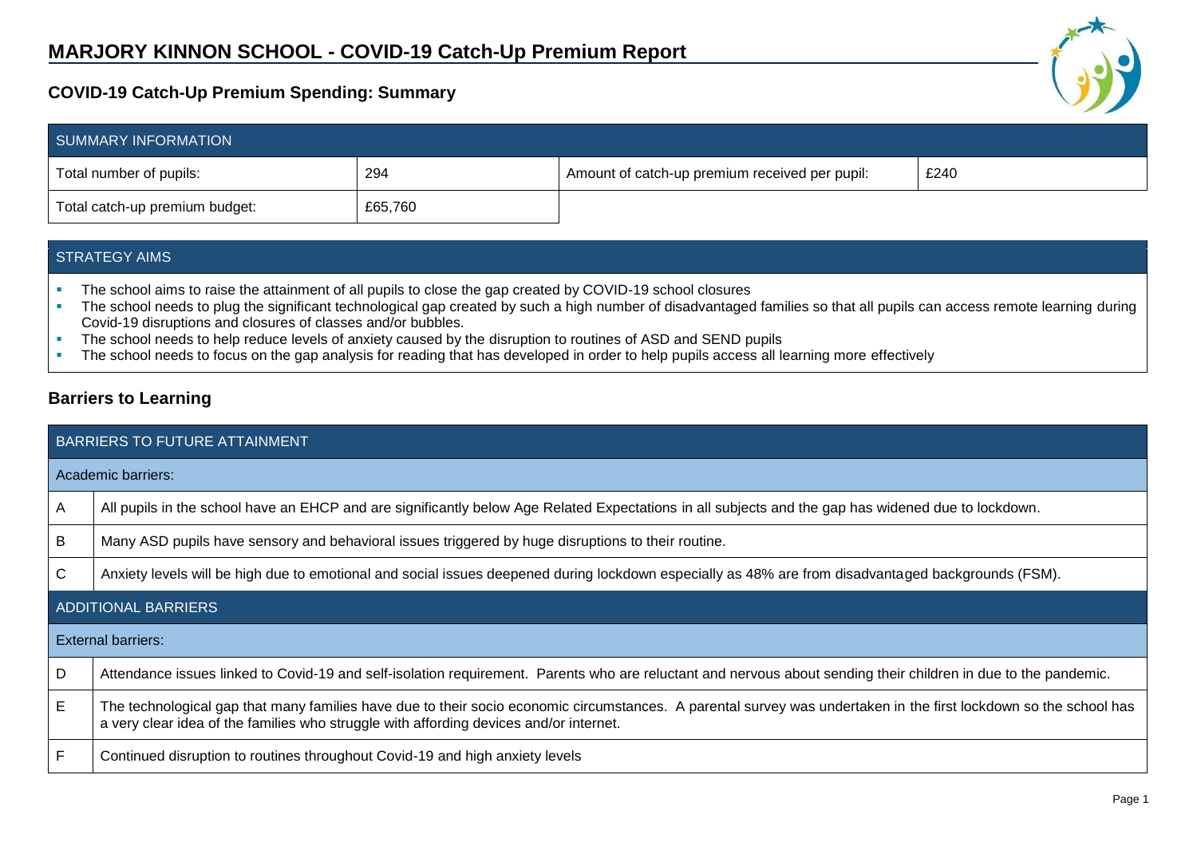# MARJORY KINNON SCHOOL - COVID-19 Catch-Up Premium Report

## COVID-19 Catch-Up Premium Spending: Summary

| SUMMARY INFORMATION | | | |
|---|---|---|---|
| Total number of pupils: | 294 | Amount of catch-up premium received per pupil: | £240 |
| Total catch-up premium budget: | £65,760 | | |

| STRATEGY AIMS |
|---|
| <ul><li>The school aims to raise the attainment of all pupils to close the gap created by COVID-19 school closures</li><li>The school needs to plug the significant technological gap created by such a high number of disadvantaged families so that all pupils can access remote learning during Covid-19 disruptions and closures of classes and/or bubbles.</li><li>The school needs to help reduce levels of anxiety caused by the disruption to routines of ASD and SEND pupils</li><li>The school needs to focus on the gap analysis for reading that has developed in order to help pupils access all learning more effectively</li></ul> |

## Barriers to Learning

| BARRIERS TO FUTURE ATTAINMENT | |
|---|---|
| Academic barriers: | |
| A | All pupils in the school have an EHCP and are significantly below Age Related Expectations in all subjects and the gap has widened due to lockdown. |
| B | Many ASD pupils have sensory and behavioral issues triggered by huge disruptions to their routine. |
| C | Anxiety levels will be high due to emotional and social issues deepened during lockdown especially as 48% are from disadvantaged backgrounds (FSM). |
| ADDITIONAL BARRIERS | |
| External barriers: | |
| D | Attendance issues linked to Covid-19 and self-isolation requirement. Parents who are reluctant and nervous about sending their children in due to the pandemic. |
| E | The technological gap that many families have due to their socio economic circumstances. A parental survey was undertaken in the first lockdown so the school has a very clear idea of the families who struggle with affording devices and/or internet. |
| F | Continued disruption to routines throughout Covid-19 and high anxiety levels |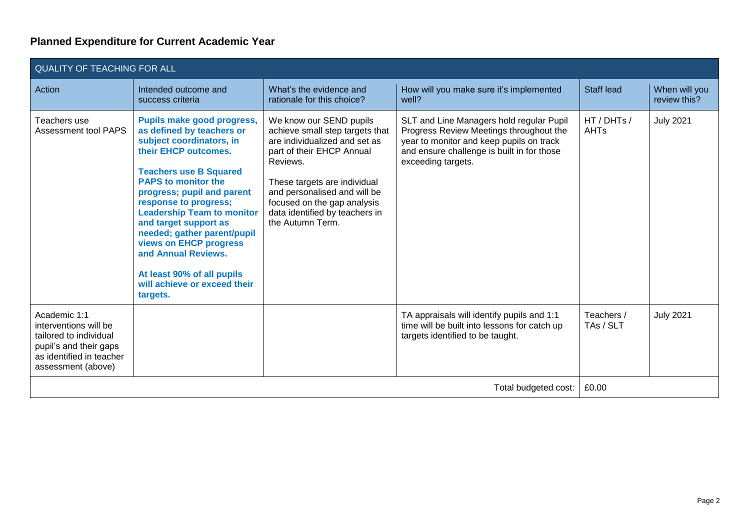## Planned Expenditure for Current Academic Year

| QUALITY OF TEACHING FOR ALL | | | | | |
|---|---|---|---|---|---|
| Action | Intended outcome and success criteria | What's the evidence and rationale for this choice? | How will you make sure it's implemented well? | Staff lead | When will you review this? |
| Teachers use Assessment tool PAPS | **Pupils make good progress, as defined by teachers or subject coordinators, in their EHCP outcomes.**<br><br>**Teachers use B Squared PAPS to monitor the progress; pupil and parent response to progress; Leadership Team to monitor and target support as needed; gather parent/pupil views on EHCP progress and Annual Reviews.**<br><br>**At least 90% of all pupils will achieve or exceed their targets.** | We know our SEND pupils achieve small step targets that are individualized and set as part of their EHCP Annual Reviews.<br><br>These targets are individual and personalised and will be focused on the gap analysis data identified by teachers in the Autumn Term. | SLT and Line Managers hold regular Pupil Progress Review Meetings throughout the year to monitor and keep pupils on track and ensure challenge is built in for those exceeding targets. | HT / DHTs / AHTs | July 2021 |
| Academic 1:1 interventions will be tailored to individual pupil's and their gaps as identified in teacher assessment (above) | | | TA appraisals will identify pupils and 1:1 time will be built into lessons for catch up targets identified to be taught. | Teachers / TAs / SLT | July 2021 |
| | | | Total budgeted cost: | £0.00 | |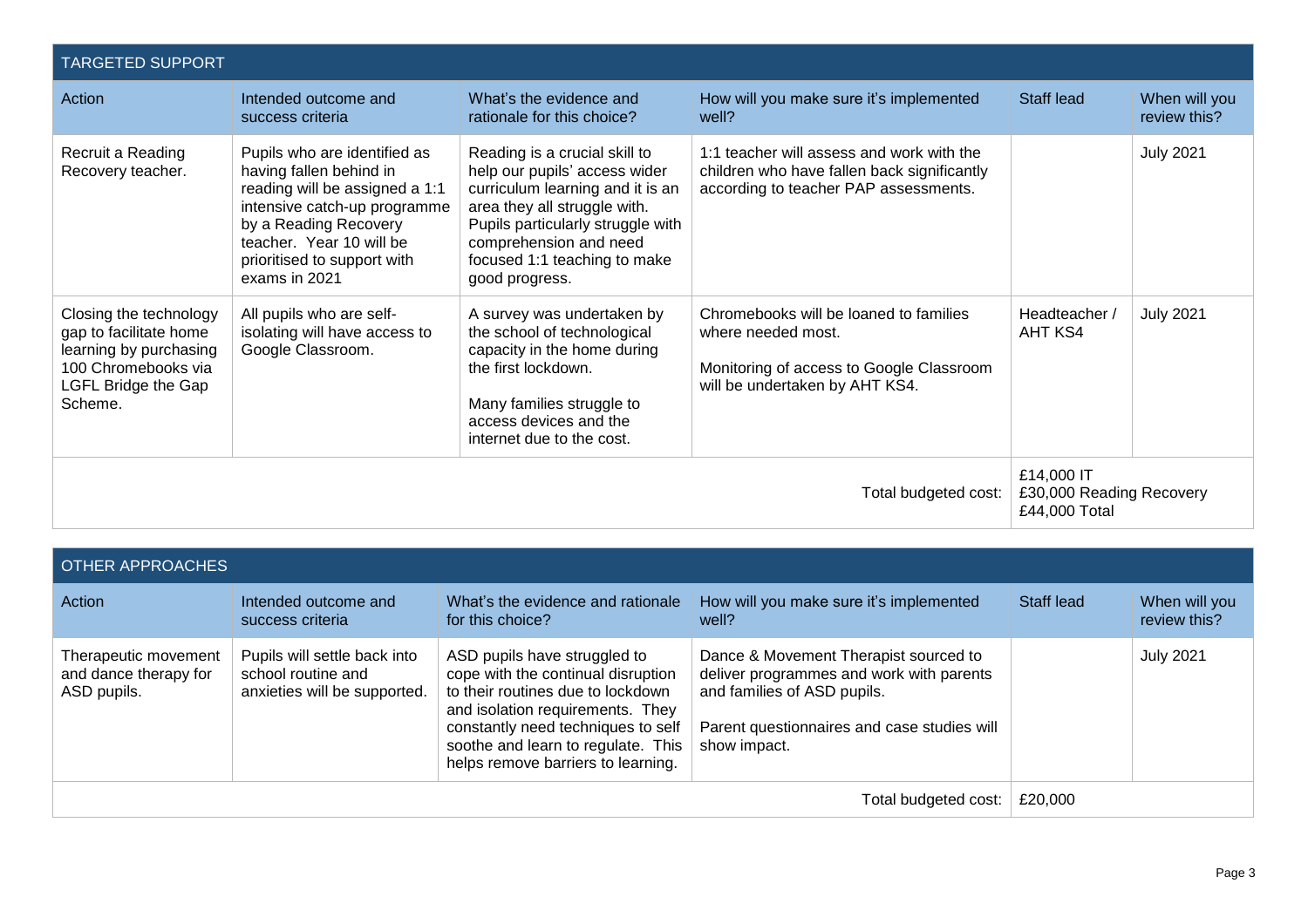## TARGETED SUPPORT

| Action | Intended outcome and success criteria | What's the evidence and rationale for this choice? | How will you make sure it's implemented well? | Staff lead | When will you review this? |
|---|---|---|---|---|---|
| Recruit a Reading Recovery teacher. | Pupils who are identified as having fallen behind in reading will be assigned a 1:1 intensive catch-up programme by a Reading Recovery teacher. Year 10 will be prioritised to support with exams in 2021 | Reading is a crucial skill to help our pupils' access wider curriculum learning and it is an area they all struggle with. Pupils particularly struggle with comprehension and need focused 1:1 teaching to make good progress. | 1:1 teacher will assess and work with the children who have fallen back significantly according to teacher PAP assessments. | | July 2021 |
| Closing the technology gap to facilitate home learning by purchasing 100 Chromebooks via LGFL Bridge the Gap Scheme. | All pupils who are self-isolating will have access to Google Classroom. | A survey was undertaken by the school of technological capacity in the home during the first lockdown.<br><br>Many families struggle to access devices and the internet due to the cost. | Chromebooks will be loaned to families where needed most.<br><br>Monitoring of access to Google Classroom will be undertaken by AHT KS4. | Headteacher / AHT KS4 | July 2021 |
| | | | Total budgeted cost: | £14,000 IT<br>£30,000 Reading Recovery<br>£44,000 Total | |

## OTHER APPROACHES

| Action | Intended outcome and success criteria | What's the evidence and rationale for this choice? | How will you make sure it's implemented well? | Staff lead | When will you review this? |
|---|---|---|---|---|---|
| Therapeutic movement and dance therapy for ASD pupils. | Pupils will settle back into school routine and anxieties will be supported. | ASD pupils have struggled to cope with the continual disruption to their routines due to lockdown and isolation requirements. They constantly need techniques to self soothe and learn to regulate. This helps remove barriers to learning. | Dance & Movement Therapist sourced to deliver programmes and work with parents and families of ASD pupils.<br><br>Parent questionnaires and case studies will show impact. | | July 2021 |
| | | | Total budgeted cost: | £20,000 | |